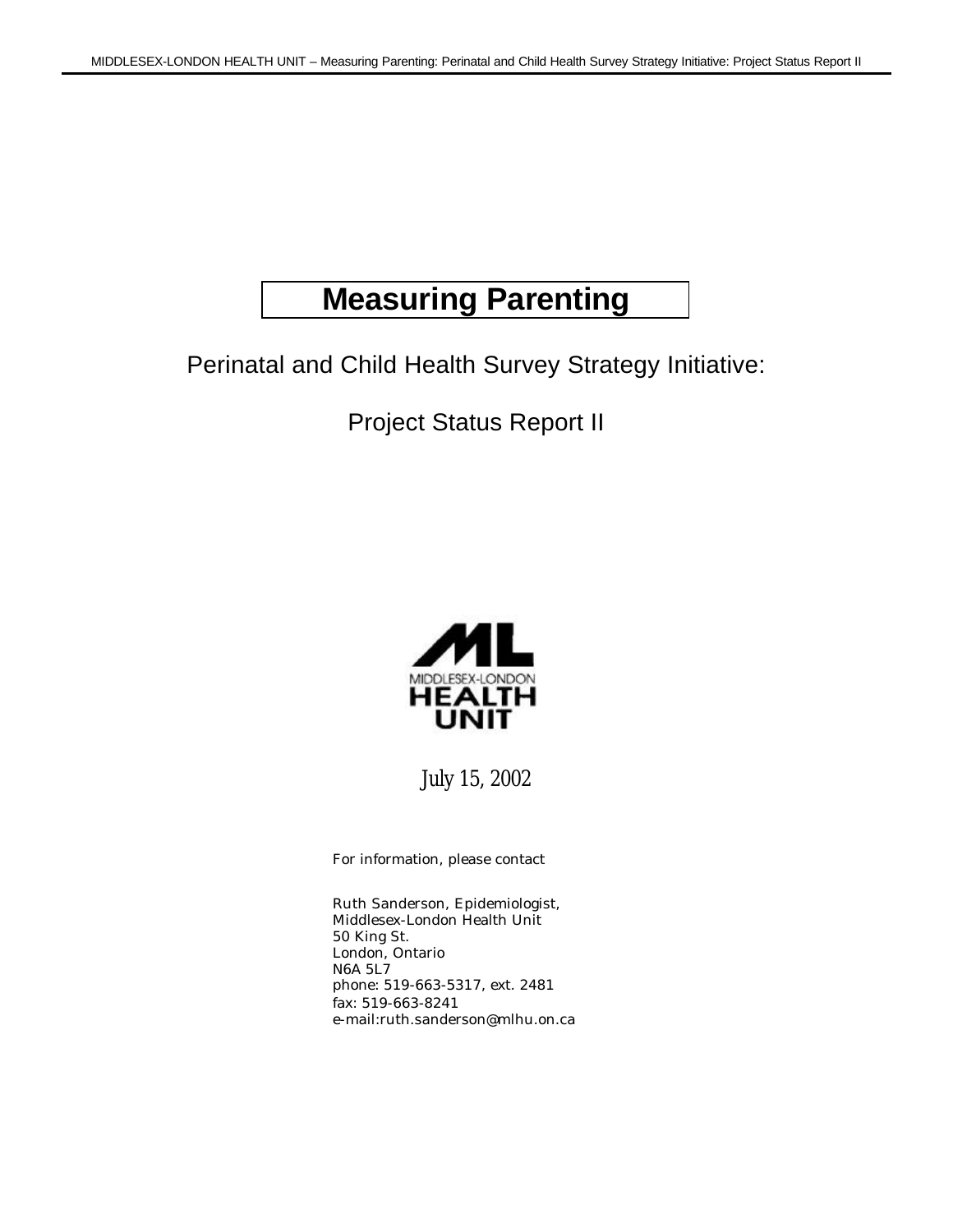# Measuring Parenting

Perinatal and Child Health Survey Strategy Initiative:

Project Status Report II

MIDDLESEX-LONDON HEALTH UNIT

July 15, 2002

For information, please contact

Ruth Sanderson, Epidemiologist,
Middlesex-London Health Unit
50 King St.
London, Ontario
N6A 5L7
phone: 519-663-5317, ext. 2481
fax: 519-663-8241
e-mail:ruth.sanderson@mlhu.on.ca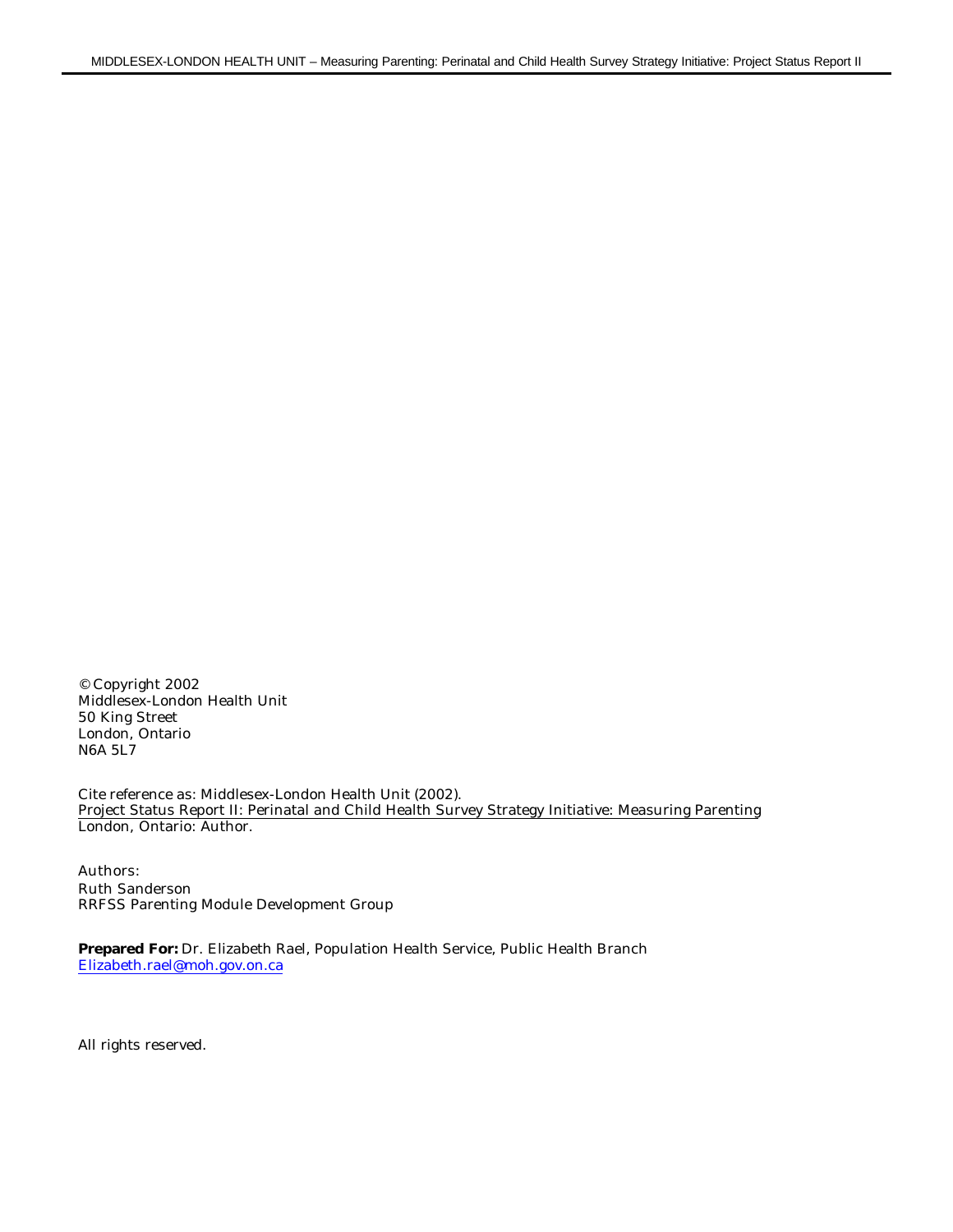© Copyright 2002
Middlesex-London Health Unit
50 King Street
London, Ontario
N6A 5L7

Cite reference as: Middlesex-London Health Unit (2002).
Project Status Report II: Perinatal and Child Health Survey Strategy Initiative: Measuring Parenting
London, Ontario: Author.

Authors:
Ruth Sanderson
RRFSS Parenting Module Development Group

**Prepared For:** Dr. Elizabeth Rael, Population Health Service, Public Health Branch
Elizabeth.rael@moh.gov.on.ca

All rights reserved.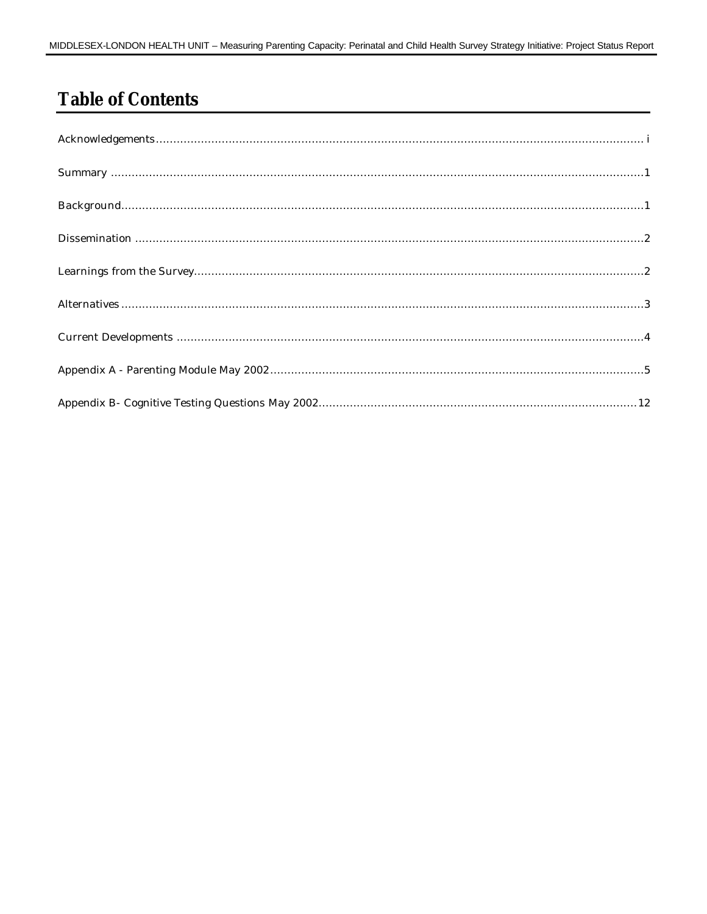# Table of Contents

Acknowledgements ........................................................................................................................................ i

Summary ........................................................................................................................................ 1

Background........................................................................................................................................ 1

Dissemination ........................................................................................................................................ 2

Learnings from the Survey........................................................................................................................................ 2

Alternatives ........................................................................................................................................ 3

Current Developments ........................................................................................................................................ 4

Appendix A - Parenting Module May 2002........................................................................................................................................ 5

Appendix B- Cognitive Testing Questions May 2002........................................................................................................................................ 12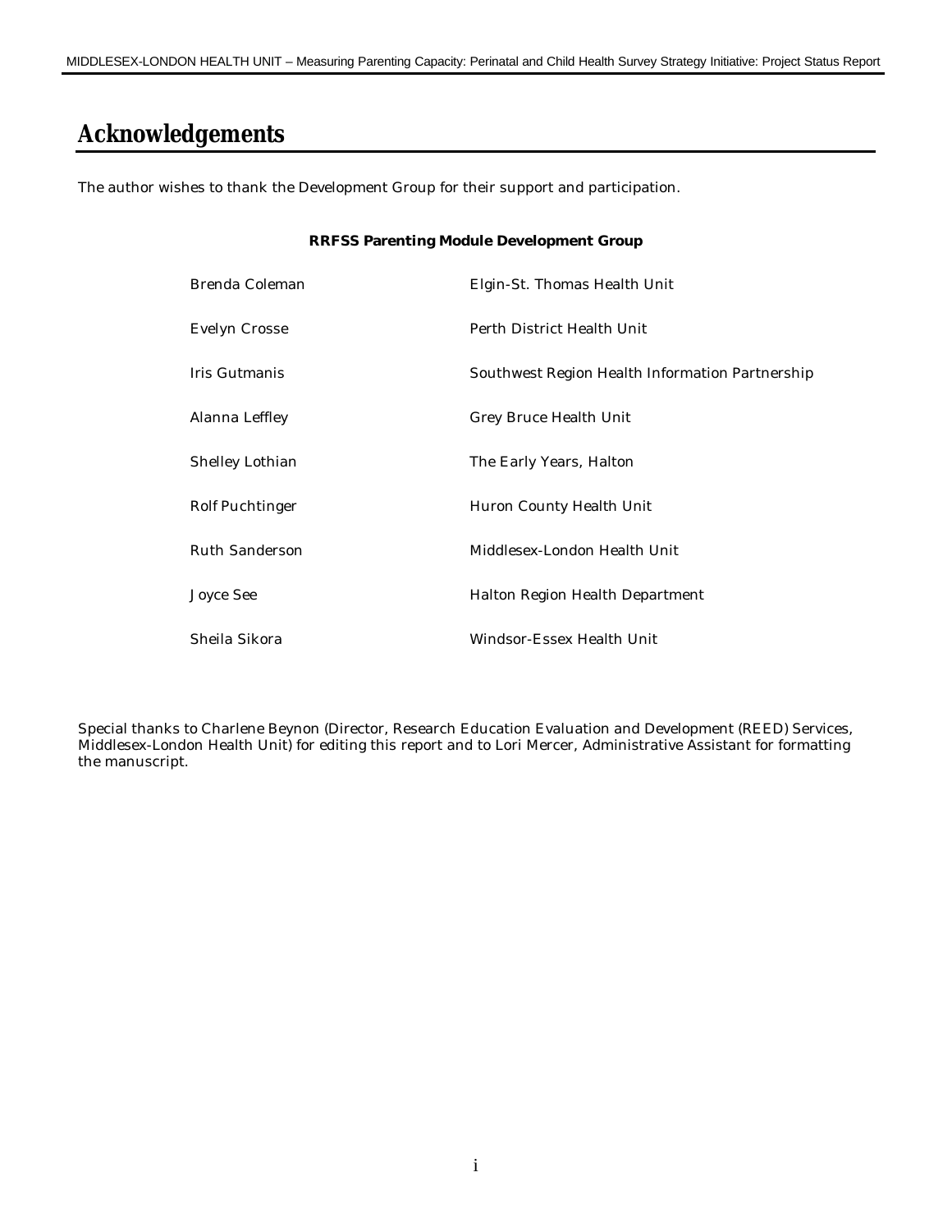# Acknowledgements

The author wishes to thank the Development Group for their support and participation.

**RRFSS Parenting Module Development Group**

| | |
|---|---|
| Brenda Coleman | Elgin-St. Thomas Health Unit |
| Evelyn Crosse | Perth District Health Unit |
| Iris Gutmanis | Southwest Region Health Information Partnership |
| Alanna Leffley | Grey Bruce Health Unit |
| Shelley Lothian | The Early Years, Halton |
| Rolf Puchtinger | Huron County Health Unit |
| Ruth Sanderson | Middlesex-London Health Unit |
| Joyce See | Halton Region Health Department |
| Sheila Sikora | Windsor-Essex Health Unit |

Special thanks to Charlene Beynon (Director, Research Education Evaluation and Development (REED) Services, Middlesex-London Health Unit) for editing this report and to Lori Mercer, Administrative Assistant for formatting the manuscript.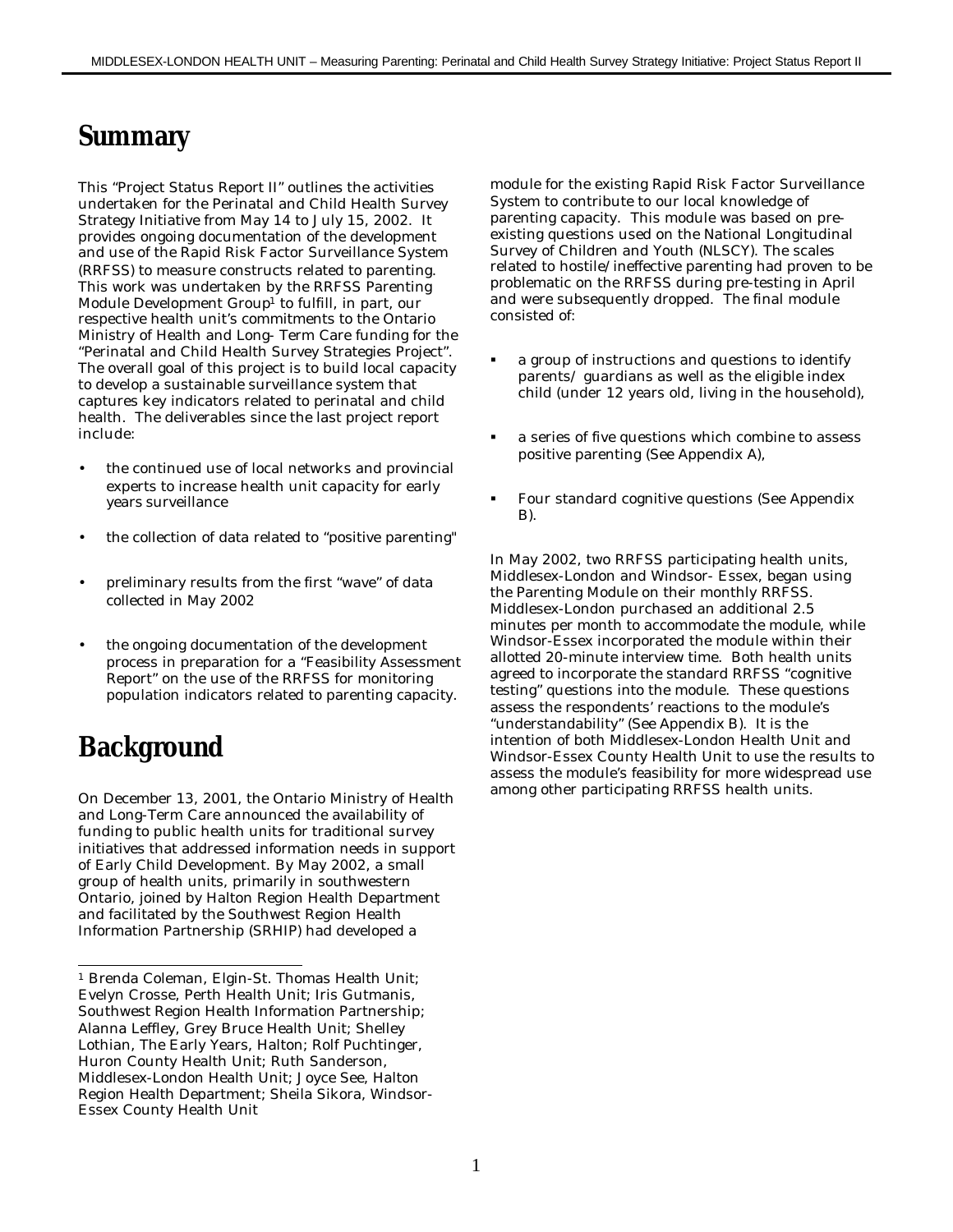# Summary

This "Project Status Report II" outlines the activities undertaken for the Perinatal and Child Health Survey Strategy Initiative from May 14 to July 15, 2002. It provides ongoing documentation of the development and use of the Rapid Risk Factor Surveillance System (RRFSS) to measure constructs related to parenting. This work was undertaken by the RRFSS Parenting Module Development Group[1] to fulfill, in part, our respective health unit's commitments to the Ontario Ministry of Health and Long- Term Care funding for the "Perinatal and Child Health Survey Strategies Project". The overall goal of this project is to build local capacity to develop a sustainable surveillance system that captures key indicators related to perinatal and child health. The deliverables since the last project report include:

- the continued use of local networks and provincial experts to increase health unit capacity for early years surveillance
- the collection of data related to "positive parenting"
- preliminary results from the first "wave" of data collected in May 2002
- the ongoing documentation of the development process in preparation for a "Feasibility Assessment Report" on the use of the RRFSS for monitoring population indicators related to parenting capacity.

# Background

On December 13, 2001, the Ontario Ministry of Health and Long-Term Care announced the availability of funding to public health units for traditional survey initiatives that addressed information needs in support of Early Child Development. By May 2002, a small group of health units, primarily in southwestern Ontario, joined by Halton Region Health Department and facilitated by the Southwest Region Health Information Partnership (SRHIP) had developed a module for the existing Rapid Risk Factor Surveillance System to contribute to our local knowledge of parenting capacity. This module was based on pre-existing questions used on the National Longitudinal Survey of Children and Youth (NLSCY). The scales related to hostile/ineffective parenting had proven to be problematic on the RRFSS during pre-testing in April and were subsequently dropped. The final module consisted of:

- a group of instructions and questions to identify parents/ guardians as well as the eligible index child (under 12 years old, living in the household),
- a series of five questions which combine to assess positive parenting (See Appendix A),
- Four standard cognitive questions (See Appendix B).

In May 2002, two RRFSS participating health units, Middlesex-London and Windsor- Essex, began using the Parenting Module on their monthly RRFSS. Middlesex-London purchased an additional 2.5 minutes per month to accommodate the module, while Windsor-Essex incorporated the module within their allotted 20-minute interview time. Both health units agreed to incorporate the standard RRFSS "cognitive testing" questions into the module. These questions assess the respondents' reactions to the module's "understandability" (See Appendix B). It is the intention of both Middlesex-London Health Unit and Windsor-Essex County Health Unit to use the results to assess the module's feasibility for more widespread use among other participating RRFSS health units.

[1] Brenda Coleman, Elgin-St. Thomas Health Unit; Evelyn Crosse, Perth Health Unit; Iris Gutmanis, Southwest Region Health Information Partnership; Alanna Leffley, Grey Bruce Health Unit; Shelley Lothian, The Early Years, Halton; Rolf Puchtinger, Huron County Health Unit; Ruth Sanderson, Middlesex-London Health Unit; Joyce See, Halton Region Health Department; Sheila Sikora, Windsor-Essex County Health Unit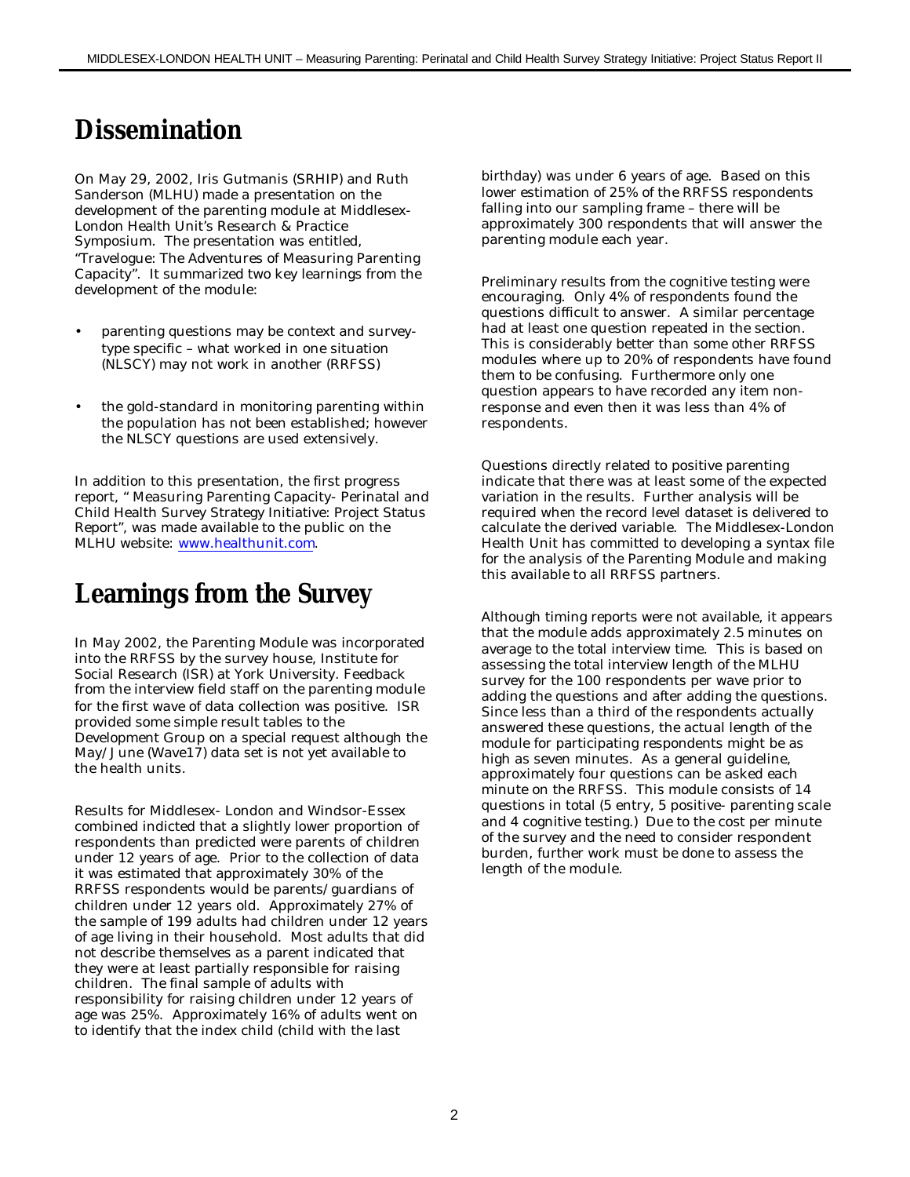# Dissemination

On May 29, 2002, Iris Gutmanis (SRHIP) and Ruth Sanderson (MLHU) made a presentation on the development of the parenting module at Middlesex-London Health Unit's Research & Practice Symposium. The presentation was entitled, "Travelogue: The Adventures of Measuring Parenting Capacity". It summarized two key learnings from the development of the module:

- parenting questions may be context and survey-type specific – what worked in one situation (NLSCY) may not work in another (RRFSS)
- the gold-standard in monitoring parenting within the population has not been established; however the NLSCY questions are used extensively.

In addition to this presentation, the first progress report, " Measuring Parenting Capacity- Perinatal and Child Health Survey Strategy Initiative: Project Status Report", was made available to the public on the MLHU website: www.healthunit.com.

# Learnings from the Survey

In May 2002, the Parenting Module was incorporated into the RRFSS by the survey house, Institute for Social Research (ISR) at York University. Feedback from the interview field staff on the parenting module for the first wave of data collection was positive. ISR provided some simple result tables to the Development Group on a special request although the May/June (Wave17) data set is not yet available to the health units.

Results for Middlesex- London and Windsor-Essex combined indicted that a slightly lower proportion of respondents than predicted were parents of children under 12 years of age. Prior to the collection of data it was estimated that approximately 30% of the RRFSS respondents would be parents/guardians of children under 12 years old. Approximately 27% of the sample of 199 adults had children under 12 years of age living in their household. Most adults that did not describe themselves as a parent indicated that they were at least partially responsible for raising children. The final sample of adults with responsibility for raising children under 12 years of age was 25%. Approximately 16% of adults went on to identify that the index child (child with the last birthday) was under 6 years of age. Based on this lower estimation of 25% of the RRFSS respondents falling into our sampling frame – there will be approximately 300 respondents that will answer the parenting module each year.

Preliminary results from the cognitive testing were encouraging. Only 4% of respondents found the questions difficult to answer. A similar percentage had at least one question repeated in the section. This is considerably better than some other RRFSS modules where up to 20% of respondents have found them to be confusing. Furthermore only one question appears to have recorded any item non-response and even then it was less than 4% of respondents.

Questions directly related to positive parenting indicate that there was at least some of the expected variation in the results. Further analysis will be required when the record level dataset is delivered to calculate the derived variable. The Middlesex-London Health Unit has committed to developing a syntax file for the analysis of the Parenting Module and making this available to all RRFSS partners.

Although timing reports were not available, it appears that the module adds approximately 2.5 minutes on average to the total interview time. This is based on assessing the total interview length of the MLHU survey for the 100 respondents per wave prior to adding the questions and after adding the questions. Since less than a third of the respondents actually answered these questions, the actual length of the module for participating respondents might be as high as seven minutes. As a general guideline, approximately four questions can be asked each minute on the RRFSS. This module consists of 14 questions in total (5 entry, 5 positive- parenting scale and 4 cognitive testing.) Due to the cost per minute of the survey and the need to consider respondent burden, further work must be done to assess the length of the module.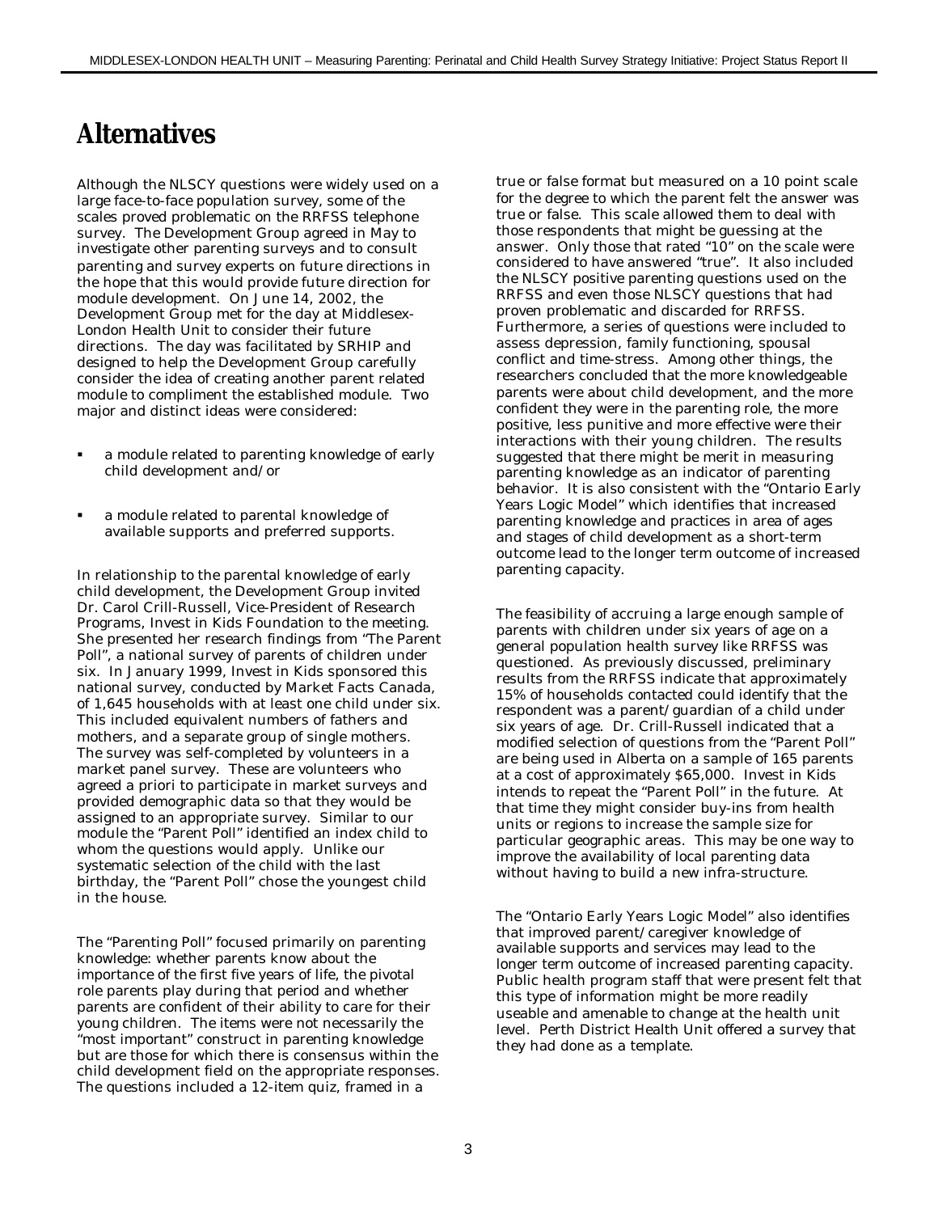# Alternatives

Although the NLSCY questions were widely used on a large face-to-face population survey, some of the scales proved problematic on the RRFSS telephone survey. The Development Group agreed in May to investigate other parenting surveys and to consult parenting and survey experts on future directions in the hope that this would provide future direction for module development. On June 14, 2002, the Development Group met for the day at Middlesex-London Health Unit to consider their future directions. The day was facilitated by SRHIP and designed to help the Development Group carefully consider the idea of creating another parent related module to compliment the established module. Two major and distinct ideas were considered:

- a module related to parenting knowledge of early child development and/or
- a module related to parental knowledge of available supports and preferred supports.

In relationship to the parental knowledge of early child development, the Development Group invited Dr. Carol Crill-Russell, Vice-President of Research Programs, Invest in Kids Foundation to the meeting. She presented her research findings from "The Parent Poll", a national survey of parents of children under six. In January 1999, Invest in Kids sponsored this national survey, conducted by Market Facts Canada, of 1,645 households with at least one child under six. This included equivalent numbers of fathers and mothers, and a separate group of single mothers. The survey was self-completed by volunteers in a market panel survey. These are volunteers who agreed a priori to participate in market surveys and provided demographic data so that they would be assigned to an appropriate survey. Similar to our module the "Parent Poll" identified an index child to whom the questions would apply. Unlike our systematic selection of the child with the last birthday, the "Parent Poll" chose the youngest child in the house.

The "Parenting Poll" focused primarily on parenting knowledge: whether parents know about the importance of the first five years of life, the pivotal role parents play during that period and whether parents are confident of their ability to care for their young children. The items were not necessarily the "most important" construct in parenting knowledge but are those for which there is consensus within the child development field on the appropriate responses. The questions included a 12-item quiz, framed in a true or false format but measured on a 10 point scale for the degree to which the parent felt the answer was true or false. This scale allowed them to deal with those respondents that might be guessing at the answer. Only those that rated "10" on the scale were considered to have answered "true". It also included the NLSCY positive parenting questions used on the RRFSS and even those NLSCY questions that had proven problematic and discarded for RRFSS. Furthermore, a series of questions were included to assess depression, family functioning, spousal conflict and time-stress. Among other things, the researchers concluded that the more knowledgeable parents were about child development, and the more confident they were in the parenting role, the more positive, less punitive and more effective were their interactions with their young children. The results suggested that there might be merit in measuring parenting knowledge as an indicator of parenting behavior. It is also consistent with the "Ontario Early Years Logic Model" which identifies that increased parenting knowledge and practices in area of ages and stages of child development as a short-term outcome lead to the longer term outcome of increased parenting capacity.

The feasibility of accruing a large enough sample of parents with children under six years of age on a general population health survey like RRFSS was questioned. As previously discussed, preliminary results from the RRFSS indicate that approximately 15% of households contacted could identify that the respondent was a parent/guardian of a child under six years of age. Dr. Crill-Russell indicated that a modified selection of questions from the "Parent Poll" are being used in Alberta on a sample of 165 parents at a cost of approximately $65,000. Invest in Kids intends to repeat the "Parent Poll" in the future. At that time they might consider buy-ins from health units or regions to increase the sample size for particular geographic areas. This may be one way to improve the availability of local parenting data without having to build a new infra-structure.

The "Ontario Early Years Logic Model" also identifies that improved parent/caregiver knowledge of available supports and services may lead to the longer term outcome of increased parenting capacity. Public health program staff that were present felt that this type of information might be more readily useable and amenable to change at the health unit level. Perth District Health Unit offered a survey that they had done as a template.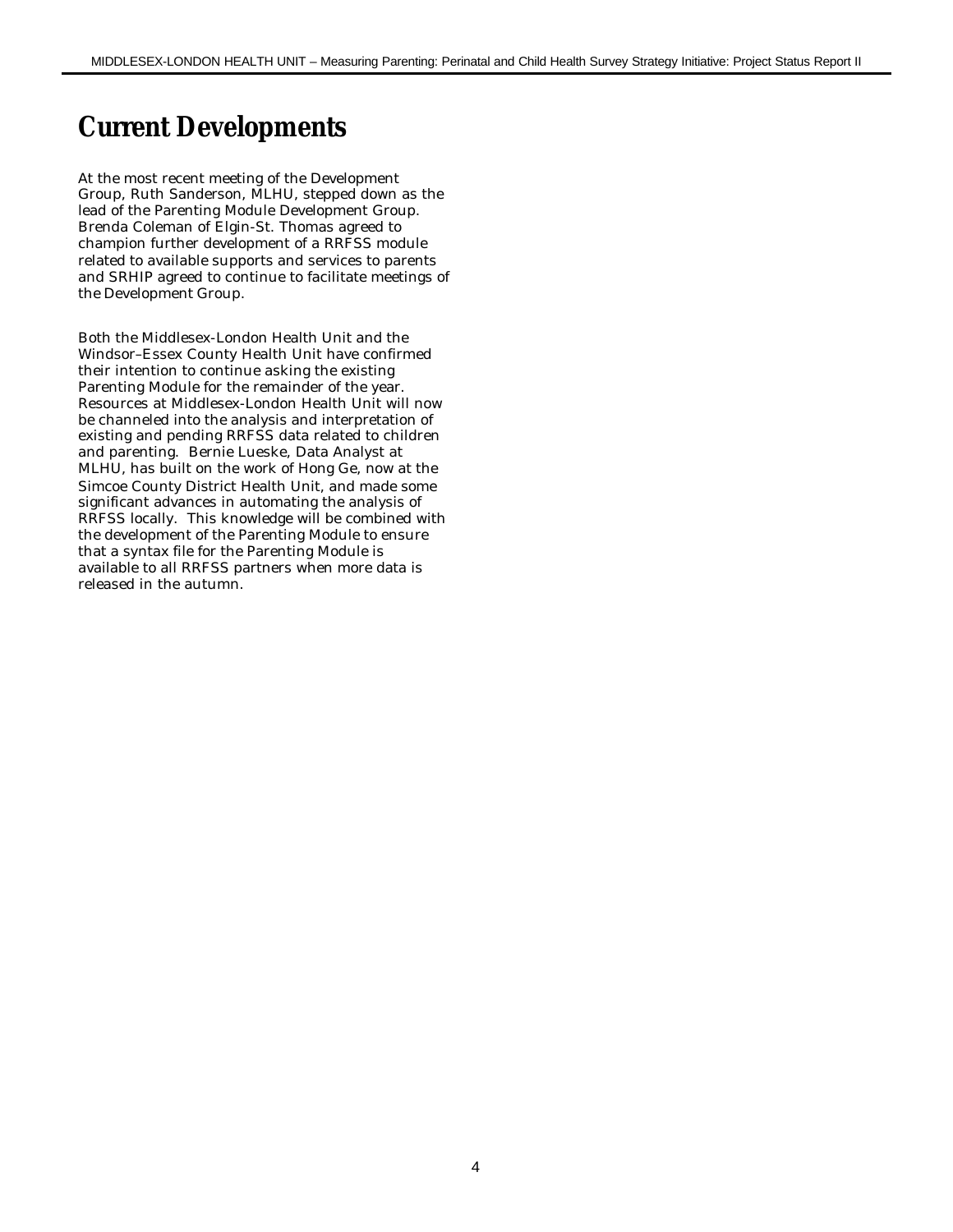# Current Developments

At the most recent meeting of the Development Group, Ruth Sanderson, MLHU, stepped down as the lead of the Parenting Module Development Group. Brenda Coleman of Elgin-St. Thomas agreed to champion further development of a RRFSS module related to available supports and services to parents and SRHIP agreed to continue to facilitate meetings of the Development Group.

Both the Middlesex-London Health Unit and the Windsor–Essex County Health Unit have confirmed their intention to continue asking the existing Parenting Module for the remainder of the year. Resources at Middlesex-London Health Unit will now be channeled into the analysis and interpretation of existing and pending RRFSS data related to children and parenting. Bernie Lueske, Data Analyst at MLHU, has built on the work of Hong Ge, now at the Simcoe County District Health Unit, and made some significant advances in automating the analysis of RRFSS locally. This knowledge will be combined with the development of the Parenting Module to ensure that a syntax file for the Parenting Module is available to all RRFSS partners when more data is released in the autumn.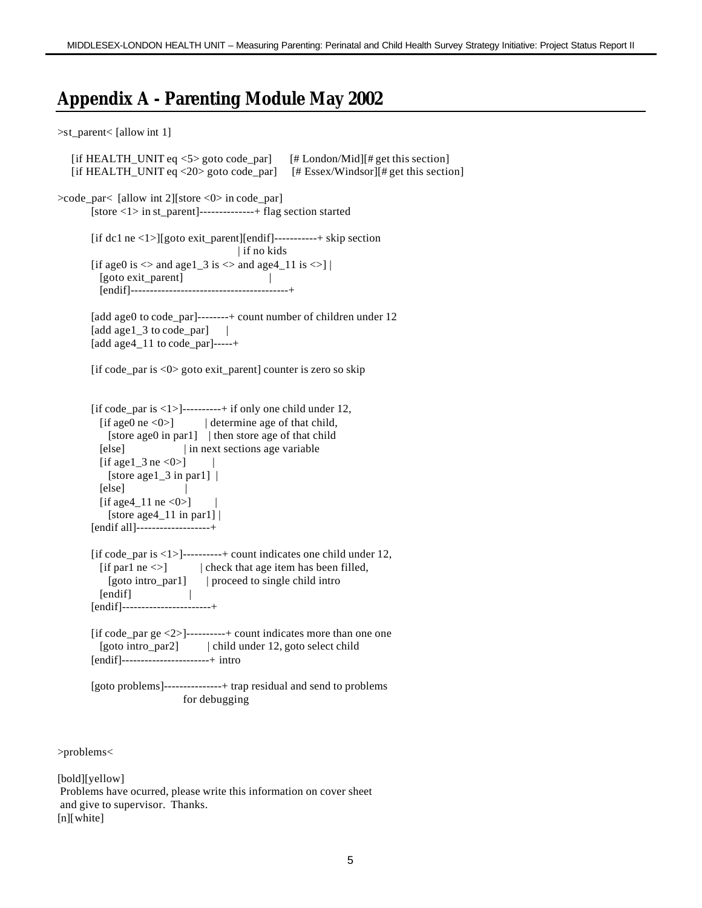## Appendix A - Parenting Module May 2002

```
>st_parent< [allow int 1]

   [if HEALTH_UNIT eq <5> goto code_par]      [# London/Mid][# get this section]
   [if HEALTH_UNIT eq <20> goto code_par]     [# Essex/Windsor][# get this section]

>code_par<  [allow int 2][store <0> in code_par]
        [store <1> in st_parent]--------------+ flag section started

        [if dc1 ne <1>][goto exit_parent][endif]-----------+ skip section
                                                 | if no kids
        [if age0 is <> and age1_3 is <> and age4_11 is <>] |
          [goto exit_parent]                               |
          [endif]------------------------------------------+

        [add age0 to code_par]--------+ count number of children under 12
        [add age1_3 to code_par]      |
        [add age4_11 to code_par]-----+

        [if code_par is <0> goto exit_parent] counter is zero so skip


        [if code_par is <1>]----------+ if only one child under 12,
          [if age0 ne <0>]            | determine age of that child,
            [store age0 in par1]      | then store age of that child
          [else]                      | in next sections age variable
          [if age1_3 ne <0>]          |
            [store age1_3 in par1]    |
          [else]                      |
          [if age4_11 ne <0>]         |
            [store age4_11 in par1]   |
        [endif all]-------------------+

        [if code_par is <1>]----------+ count indicates one child under 12,
          [if par1 ne <>]             | check that age item has been filled,
            [goto intro_par1]         | proceed to single child intro
          [endif]                     |
        [endif]-----------------------+

        [if code_par ge <2>]----------+ count indicates more than one one
          [goto intro_par2]           | child under 12, goto select child
        [endif]-----------------------+ intro

        [goto problems]---------------+ trap residual and send to problems
                                        for debugging


>problems<

[bold][yellow]
 Problems have ocurred, please write this information on cover sheet
 and give to supervisor.  Thanks.
[n][white]
```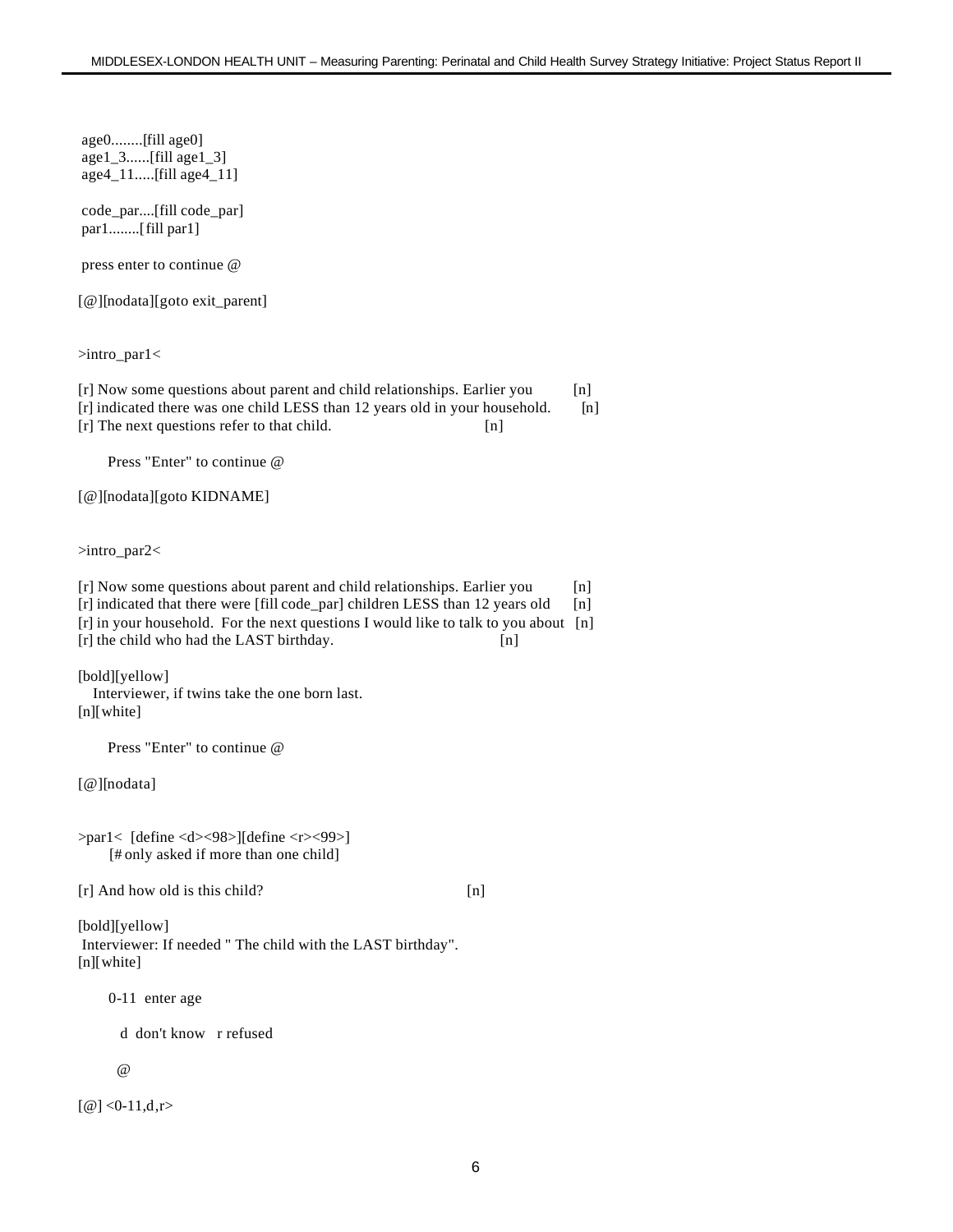```
 age0........[fill age0]
 age1_3......[fill age1_3]
 age4_11.....[fill age4_11]

 code_par....[fill code_par]
 par1........[fill par1]

 press enter to continue @

[@][nodata][goto exit_parent]


>intro_par1<

[r] Now some questions about parent and child relationships. Earlier you          [n]
[r] indicated there was one child LESS than 12 years old in your household.       [n]
[r] The next questions refer to that child.                                       [n]

      Press "Enter" to continue @

[@][nodata][goto KIDNAME]


>intro_par2<

[r] Now some questions about parent and child relationships. Earlier you          [n]
[r] indicated that there were [fill code_par] children LESS than 12 years old     [n]
[r] in your household.  For the next questions I would like to talk to you about  [n]
[r] the child who had the LAST birthday.                                          [n]

[bold][yellow]
   Interviewer, if twins take the one born last.
[n][white]

      Press "Enter" to continue @

[@][nodata]


>par1<  [define <d><98>][define <r><99>]
      [# only asked if more than one child]

[r] And how old is this child?                                   [n]

[bold][yellow]
 Interviewer: If needed " The child with the LAST birthday".
[n][white]

      0-11  enter age

        d  don't know   r refused

        @

[@] <0-11,d,r>
```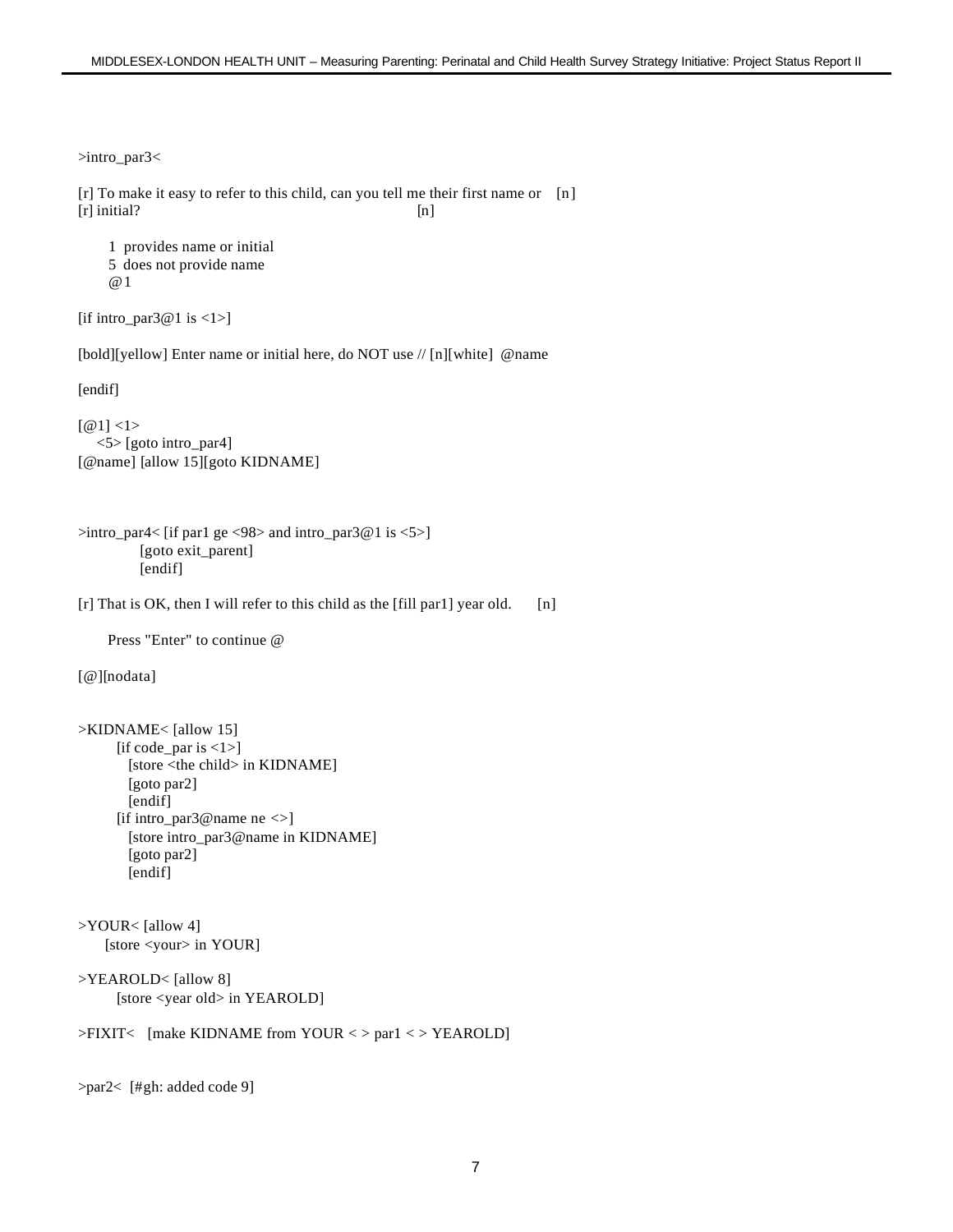```
>intro_par3<

[r] To make it easy to refer to this child, can you tell me their first name or    [n]
[r] initial?                                                          [n]

      1  provides name or initial
      5  does not provide name
      @1

[if intro_par3@1 is <1>]

[bold][yellow] Enter name or initial here, do NOT use // [n][white]  @name

[endif]

[@1] <1>
    <5> [goto intro_par4]
[@name] [allow 15][goto KIDNAME]



>intro_par4< [if par1 ge <98> and intro_par3@1 is <5>]
             [goto exit_parent]
             [endif]

[r] That is OK, then I will refer to this child as the [fill par1] year old.       [n]

      Press "Enter" to continue @

[@][nodata]


>KIDNAME< [allow 15]
        [if code_par is <1>]
          [store <the child> in KIDNAME]
          [goto par2]
          [endif]
        [if intro_par3@name ne <>]
          [store intro_par3@name in KIDNAME]
          [goto par2]
          [endif]


>YOUR< [allow 4]
      [store <your> in YOUR]

>YEAROLD< [allow 8]
        [store <year old> in YEAROLD]

>FIXIT<   [make KIDNAME from YOUR < > par1 < > YEAROLD]


>par2<  [#gh: added code 9]
```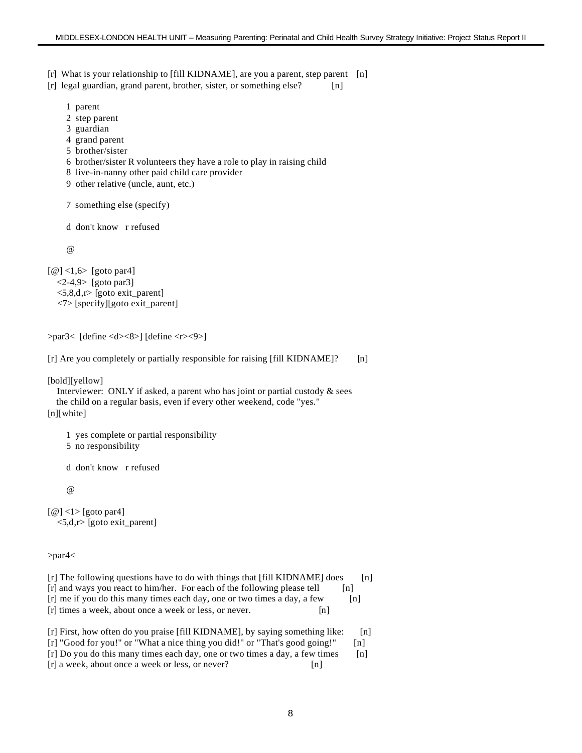[r] What is your relationship to [fill KIDNAME], are you a parent, step parent [n]
[r] legal guardian, grand parent, brother, sister, or something else? [n]

1 parent
2 step parent
3 guardian
4 grand parent
5 brother/sister
6 brother/sister R volunteers they have a role to play in raising child
8 live-in-nanny other paid child care provider
9 other relative (uncle, aunt, etc.)

7 something else (specify)

d don't know r refused

@

[@] <1,6> [goto par4]
<2-4,9> [goto par3]
<5,8,d,r> [goto exit_parent]
<7> [specify][goto exit_parent]

>par3< [define <d><8>] [define <r><9>]

[r] Are you completely or partially responsible for raising [fill KIDNAME]? [n]

[bold][yellow]
Interviewer: ONLY if asked, a parent who has joint or partial custody & sees the child on a regular basis, even if every other weekend, code "yes."
[n][white]

1 yes complete or partial responsibility
5 no responsibility

d don't know r refused

@

[@] <1> [goto par4]
<5,d,r> [goto exit_parent]

>par4<

[r] The following questions have to do with things that [fill KIDNAME] does [n]
[r] and ways you react to him/her. For each of the following please tell [n]
[r] me if you do this many times each day, one or two times a day, a few [n]
[r] times a week, about once a week or less, or never. [n]

[r] First, how often do you praise [fill KIDNAME], by saying something like: [n]
[r] "Good for you!" or "What a nice thing you did!" or "That's good going!" [n]
[r] Do you do this many times each day, one or two times a day, a few times [n]
[r] a week, about once a week or less, or never? [n]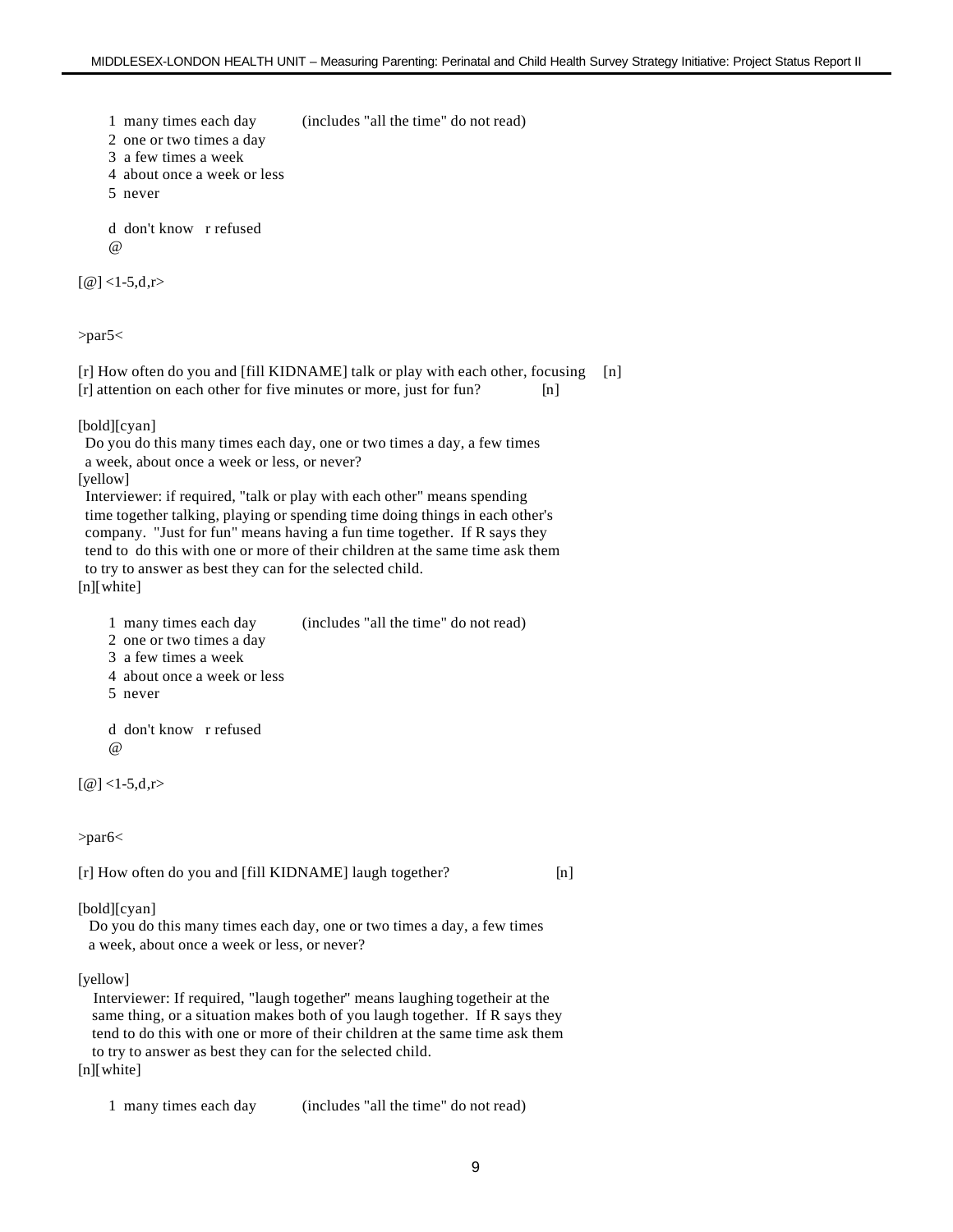```
      1  many times each day          (includes "all the time" do not read)
      2  one or two times a day
      3  a few times a week
      4  about once a week or less
      5  never

      d  don't know   r refused
      @

[@] <1-5,d,r>


>par5<

[r] How often do you and [fill KIDNAME] talk or play with each other, focusing    [n]
[r] attention on each other for five minutes or more, just for fun?            [n]

[bold][cyan]
  Do you do this many times each day, one or two times a day, a few times
  a week, about once a week or less, or never?
[yellow]
  Interviewer: if required, "talk or play with each other" means spending
  time together talking, playing or spending time doing things in each other's
  company.  "Just for fun" means having a fun time together.  If R says they
  tend to  do this with one or more of their children at the same time ask them
  to try to answer as best they can for the selected child.
[n][white]

      1  many times each day          (includes "all the time" do not read)
      2  one or two times a day
      3  a few times a week
      4  about once a week or less
      5  never

      d  don't know   r refused
      @

[@] <1-5,d,r>


>par6<

[r] How often do you and [fill KIDNAME] laugh together?                     [n]

[bold][cyan]
   Do you do this many times each day, one or two times a day, a few times
   a week, about once a week or less, or never?

[yellow]
    Interviewer: If required, "laugh together" means laughing togetheir at the
   same thing, or a situation makes both of you laugh together.  If R says they
   tend to do this with one or more of their children at the same time ask them
   to try to answer as best they can for the selected child.
[n][white]

      1  many times each day          (includes "all the time" do not read)
```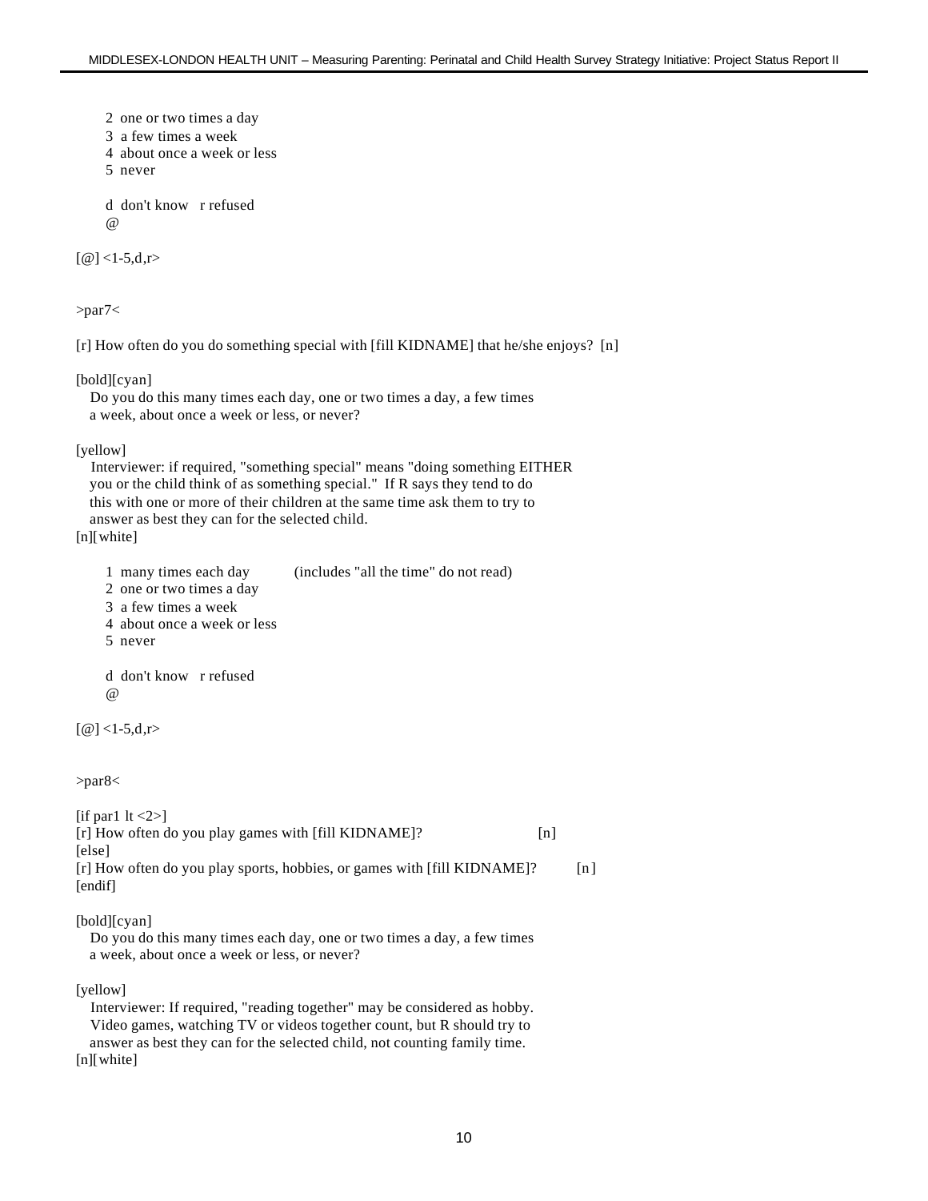```
      2  one or two times a day
      3  a few times a week
      4  about once a week or less
      5  never

      d  don't know   r refused
      @

[@] <1-5,d,r>


>par7<

[r] How often do you do something special with [fill KIDNAME] that he/she enjoys?  [n]

[bold][cyan]
   Do you do this many times each day, one or two times a day, a few times
   a week, about once a week or less, or never?

[yellow]
    Interviewer: if required, "something special" means "doing something EITHER
   you or the child think of as something special."  If R says they tend to do
   this with one or more of their children at the same time ask them to try to
   answer as best they can for the selected child.
[n][white]

      1  many times each day          (includes "all the time" do not read)
      2  one or two times a day
      3  a few times a week
      4  about once a week or less
      5  never

      d  don't know   r refused
      @

[@] <1-5,d,r>


>par8<

[if par1 lt <2>]
[r] How often do you play games with [fill KIDNAME]?                    [n]
[else]
[r] How often do you play sports, hobbies, or games with [fill KIDNAME]?          [n]
[endif]

[bold][cyan]
   Do you do this many times each day, one or two times a day, a few times
   a week, about once a week or less, or never?

[yellow]
    Interviewer: If required, "reading together" may be considered as hobby.
    Video games, watching TV or videos together count, but R should try to
   answer as best they can for the selected child, not counting family time.
[n][white]
```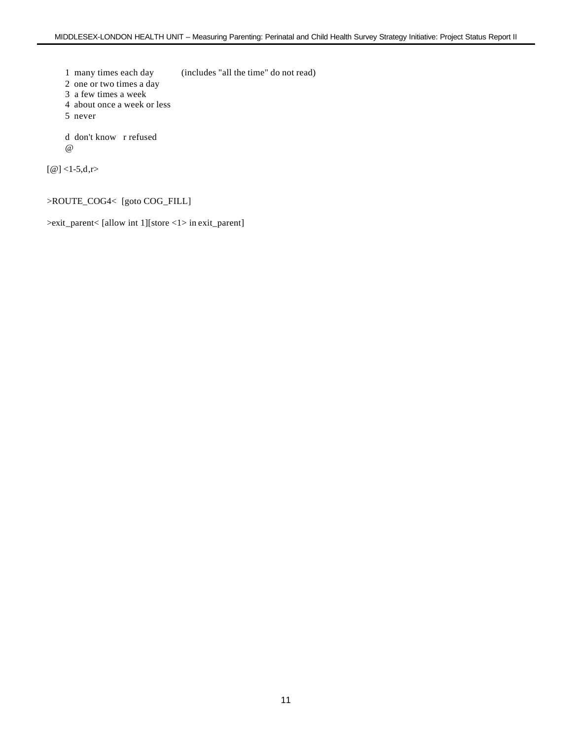```
    1  many times each day          (includes "all the time" do not read)
    2  one or two times a day
    3  a few times a week
    4  about once a week or less
    5  never

    d  don't know   r refused
    @

[@] <1-5,d,r>


>ROUTE_COG4<  [goto COG_FILL]

>exit_parent< [allow int 1][store <1> in exit_parent]
```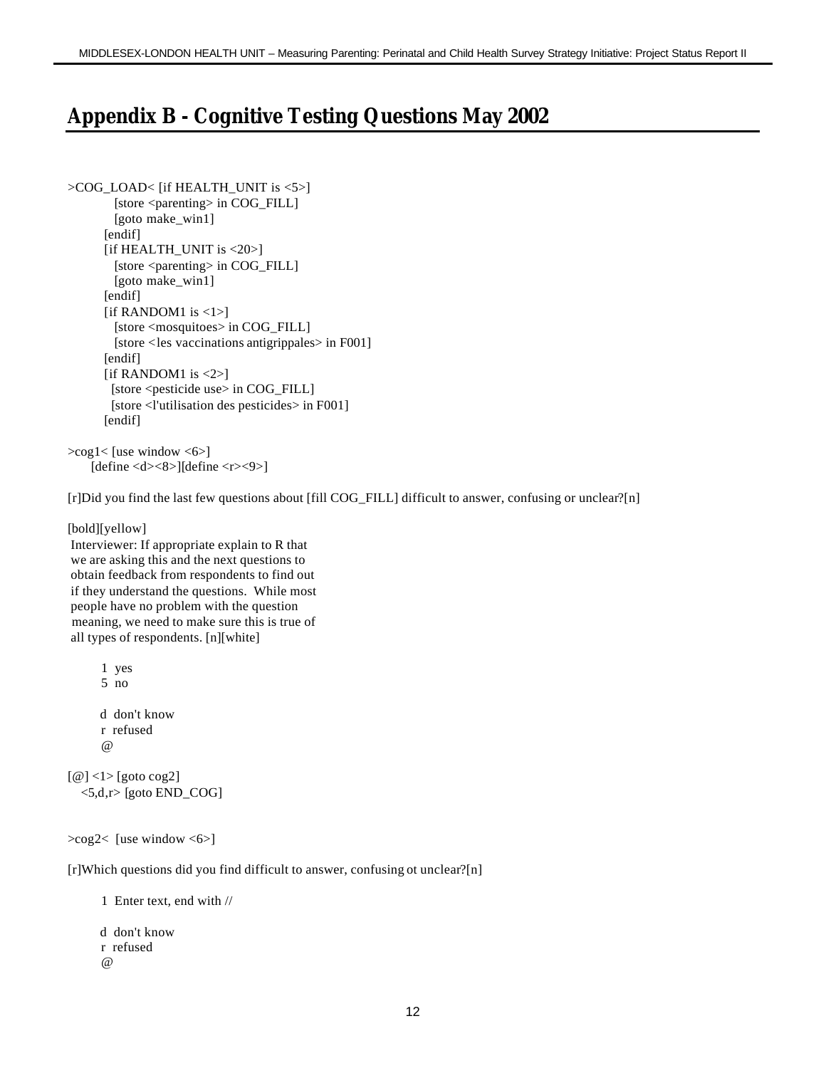# Appendix B - Cognitive Testing Questions May 2002

```
>COG_LOAD< [if HEALTH_UNIT is <5>]
           [store <parenting> in COG_FILL]
           [goto make_win1]
         [endif]
         [if HEALTH_UNIT is <20>]
           [store <parenting> in COG_FILL]
           [goto make_win1]
         [endif]
         [if RANDOM1 is <1>]
           [store <mosquitoes> in COG_FILL]
           [store <les vaccinations antigrippales> in F001]
         [endif]
         [if RANDOM1 is <2>]
          [store <pesticide use> in COG_FILL]
          [store <l'utilisation des pesticides> in F001]
         [endif]

>cog1< [use window <6>]
      [define <d><8>][define <r><9>]

[r]Did you find the last few questions about [fill COG_FILL] difficult to answer, confusing or unclear?[n]

[bold][yellow]
 Interviewer: If appropriate explain to R that
  we are asking this and the next questions to
  obtain feedback from respondents to find out
  if they understand the questions.  While most
  people have no problem with the question
  meaning, we need to make sure this is true of
  all types of respondents. [n][white]

        1  yes
        5  no

        d  don't know
        r  refused
        @

[@] <1> [goto cog2]
   <5,d,r> [goto END_COG]


>cog2<  [use window <6>]

[r]Which questions did you find difficult to answer, confusing ot unclear?[n]

        1  Enter text, end with //

        d  don't know
        r  refused
        @
```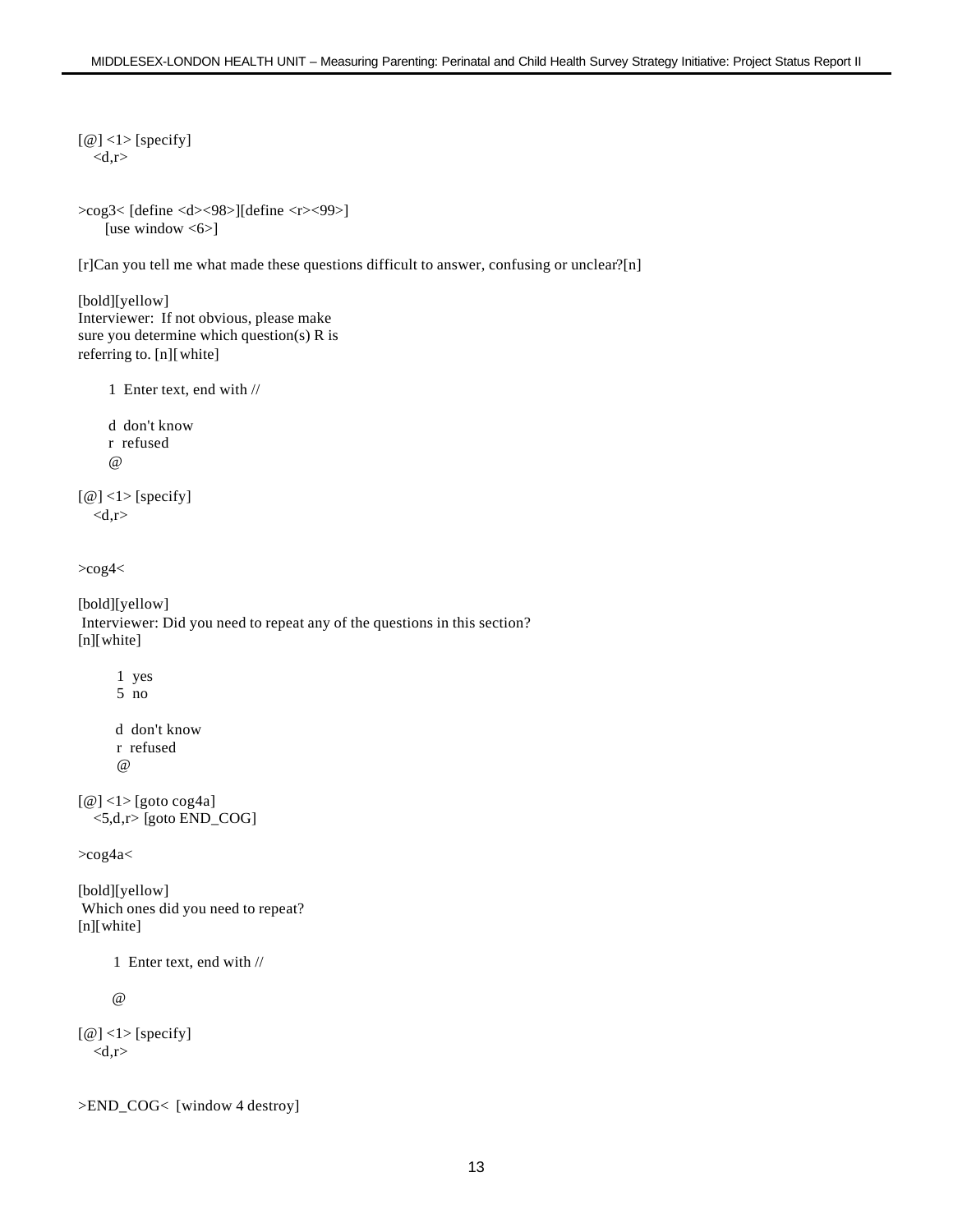[@] <1> [specify]
   <d,r>

>cog3< [define <d><98>][define <r><99>]
      [use window <6>]

[r]Can you tell me what made these questions difficult to answer, confusing or unclear?[n]

[bold][yellow]
Interviewer:  If not obvious, please make
sure you determine which question(s) R is
referring to. [n][white]

      1  Enter text, end with //

      d  don't know
      r  refused
      @

[@] <1> [specify]
   <d,r>

>cog4<

[bold][yellow]
 Interviewer: Did you need to repeat any of the questions in this section?
[n][white]

        1  yes
        5  no

        d  don't know
        r  refused
        @

[@] <1> [goto cog4a]
   <5,d,r> [goto END_COG]

>cog4a<

[bold][yellow]
 Which ones did you need to repeat?
[n][white]

       1  Enter text, end with //

       @

[@] <1> [specify]
   <d,r>

>END_COG<  [window 4 destroy]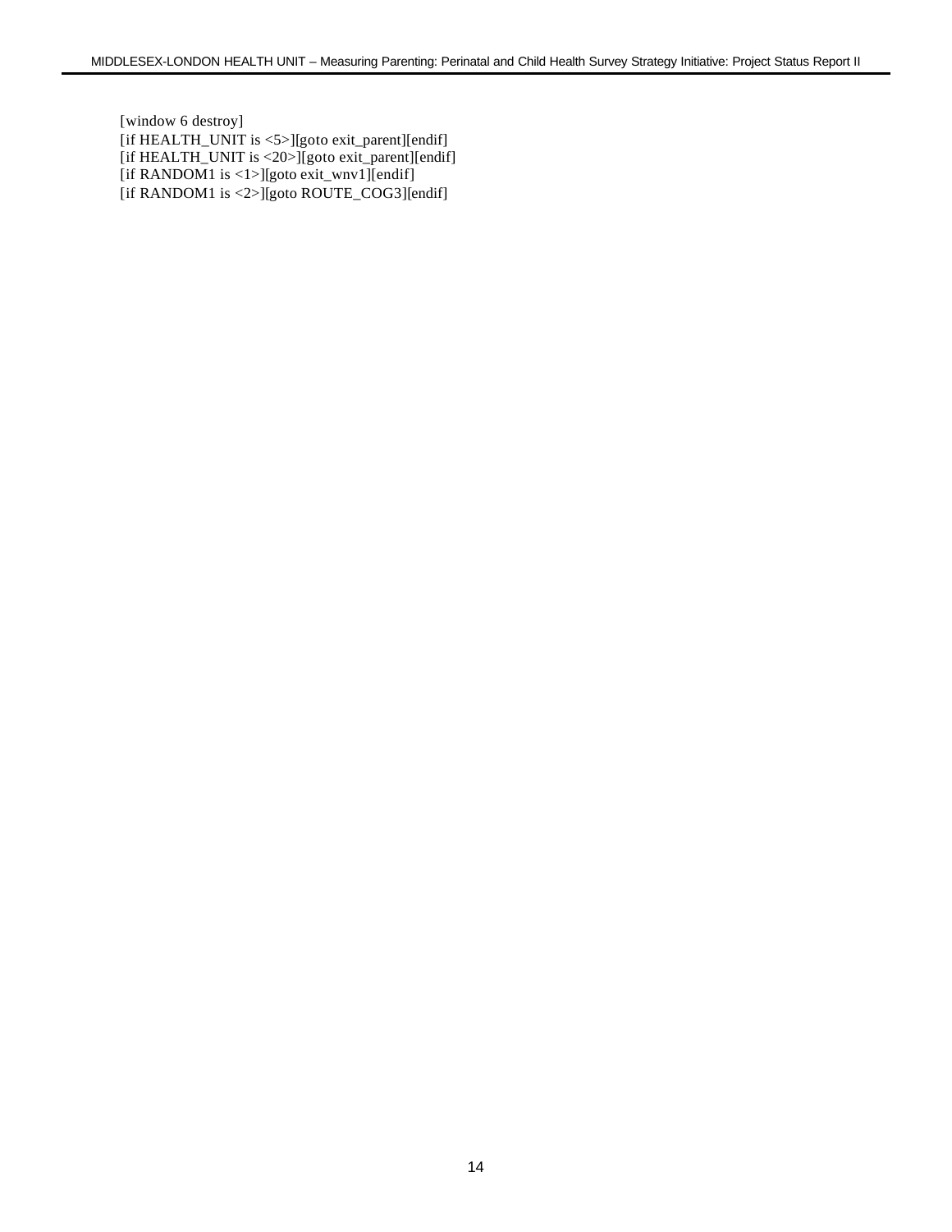[window 6 destroy]
[if HEALTH_UNIT is <5>][goto exit_parent][endif]
[if HEALTH_UNIT is <20>][goto exit_parent][endif]
[if RANDOM1 is <1>][goto exit_wnv1][endif]
[if RANDOM1 is <2>][goto ROUTE_COG3][endif]